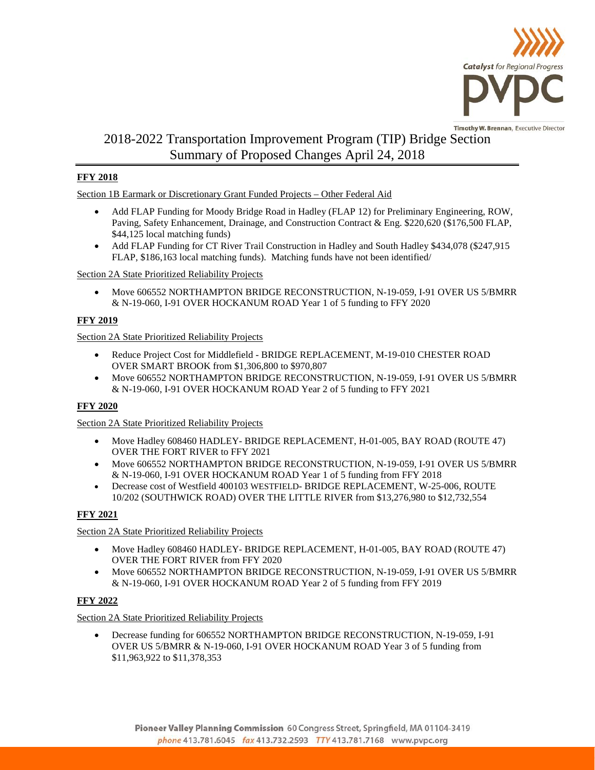# 2018-2022 Transportation Improvement Program (TIP) Bridge Section Summary of Proposed Changes April 24, 2018

## FFY 2018

Section 1B Earmark or Discretionary Grant Funded Projects – Other Federal Aid

- Add FLAP Funding for Moody Bridge Road in Hadley (FLAP 12) for Preliminary Engineering, ROW, Paving, Safety Enhancement, Drainage, and Construction Contract & Eng. $220,620 ($176,500 FLAP, $44,125 local matching funds)
- Add FLAP Funding for CT River Trail Construction in Hadley and South Hadley $434,078 ($247,915 FLAP, $186,163 local matching funds). Matching funds have not been identified/

Section 2A State Prioritized Reliability Projects

- Move 606552 NORTHAMPTON BRIDGE RECONSTRUCTION, N-19-059, I-91 OVER US 5/BMRR & N-19-060, I-91 OVER HOCKANUM ROAD Year 1 of 5 funding to FFY 2020

## FFY 2019

Section 2A State Prioritized Reliability Projects

- Reduce Project Cost for Middlefield - BRIDGE REPLACEMENT, M-19-010 CHESTER ROAD OVER SMART BROOK from $1,306,800 to $970,807
- Move 606552 NORTHAMPTON BRIDGE RECONSTRUCTION, N-19-059, I-91 OVER US 5/BMRR & N-19-060, I-91 OVER HOCKANUM ROAD Year 2 of 5 funding to FFY 2021

## FFY 2020

Section 2A State Prioritized Reliability Projects

- Move Hadley 608460 HADLEY- BRIDGE REPLACEMENT, H-01-005, BAY ROAD (ROUTE 47) OVER THE FORT RIVER to FFY 2021
- Move 606552 NORTHAMPTON BRIDGE RECONSTRUCTION, N-19-059, I-91 OVER US 5/BMRR & N-19-060, I-91 OVER HOCKANUM ROAD Year 1 of 5 funding from FFY 2018
- Decrease cost of Westfield 400103 WESTFIELD- BRIDGE REPLACEMENT, W-25-006, ROUTE 10/202 (SOUTHWICK ROAD) OVER THE LITTLE RIVER from $13,276,980 to $12,732,554

## FFY 2021

Section 2A State Prioritized Reliability Projects

- Move Hadley 608460 HADLEY- BRIDGE REPLACEMENT, H-01-005, BAY ROAD (ROUTE 47) OVER THE FORT RIVER from FFY 2020
- Move 606552 NORTHAMPTON BRIDGE RECONSTRUCTION, N-19-059, I-91 OVER US 5/BMRR & N-19-060, I-91 OVER HOCKANUM ROAD Year 2 of 5 funding from FFY 2019

## FFY 2022

Section 2A State Prioritized Reliability Projects

- Decrease funding for 606552 NORTHAMPTON BRIDGE RECONSTRUCTION, N-19-059, I-91 OVER US 5/BMRR & N-19-060, I-91 OVER HOCKANUM ROAD Year 3 of 5 funding from $11,963,922 to $11,378,353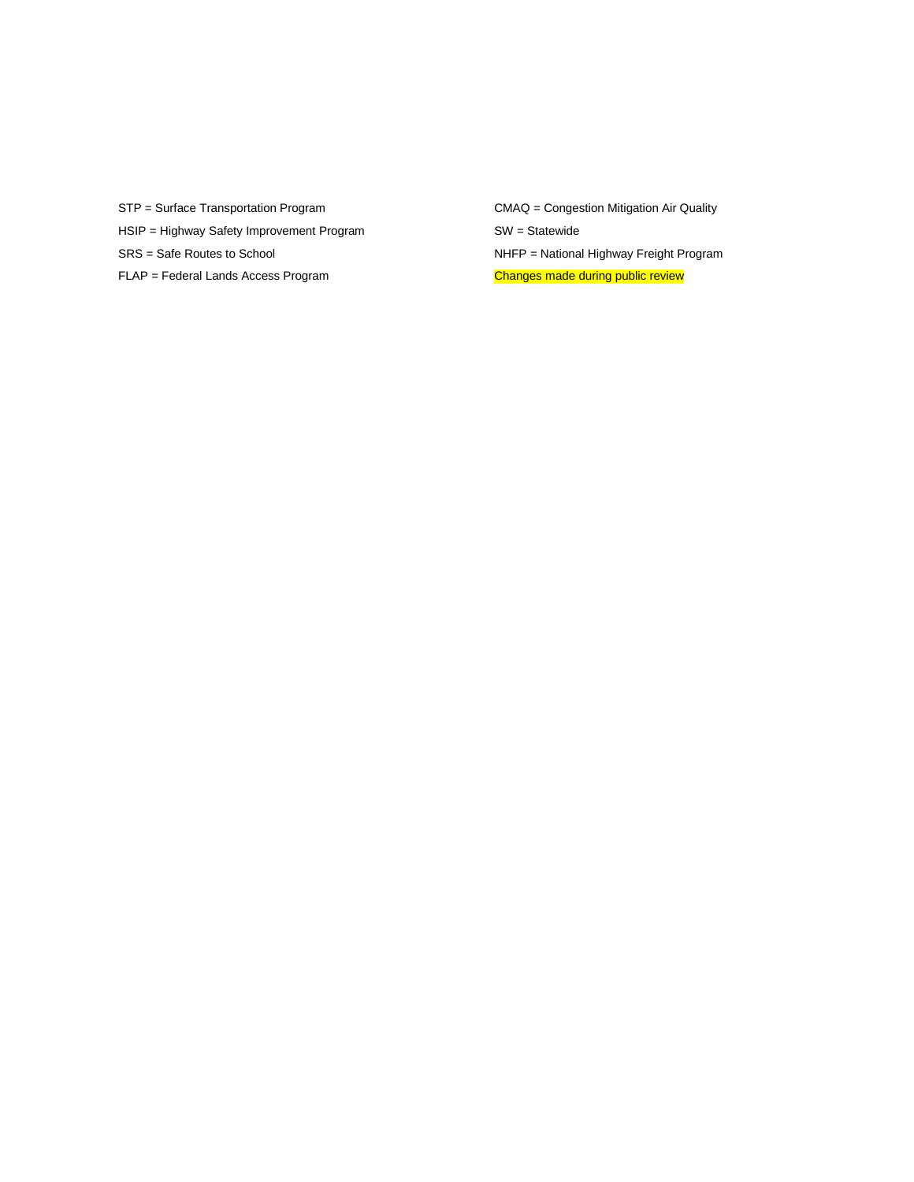STP = Surface Transportation Program

HSIP = Highway Safety Improvement Program

SRS = Safe Routes to School

FLAP = Federal Lands Access Program

CMAQ = Congestion Mitigation Air Quality

SW = Statewide

NHFP = National Highway Freight Program

Changes made during public review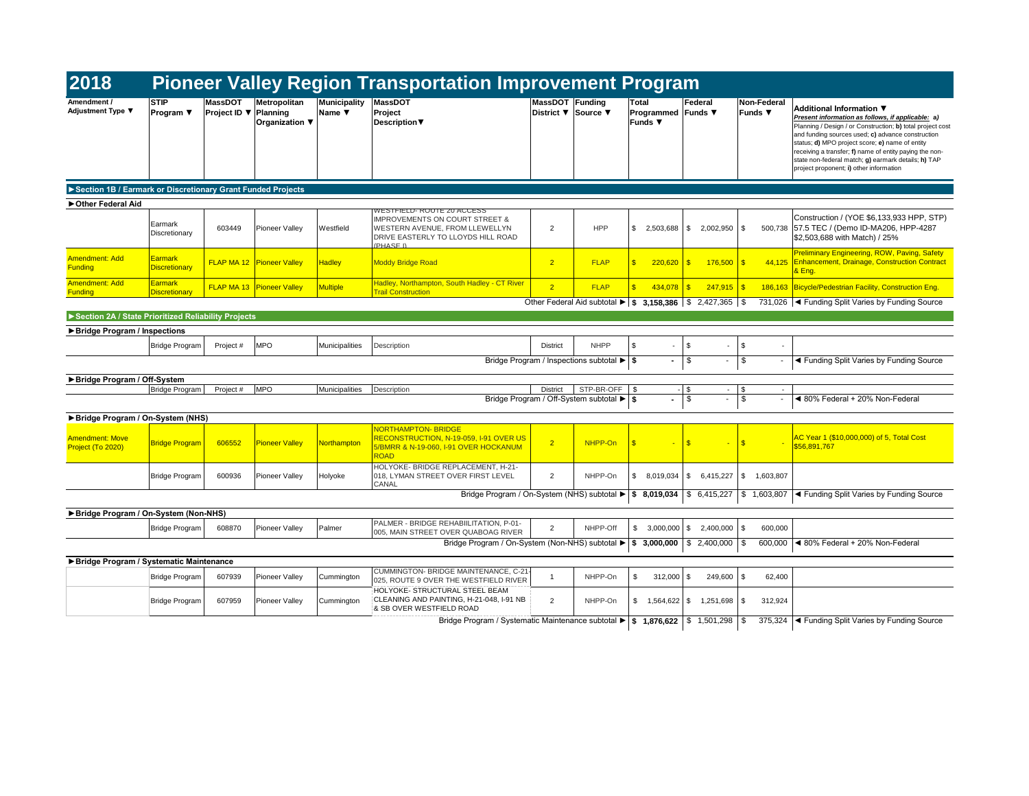# 2018 Pioneer Valley Region Transportation Improvement Program

| Amendment / Adjustment Type ▼ | STIP Program ▼ | MassDOT Project ID ▼ | Metropolitan Planning Organization ▼ | Municipality Name ▼ | MassDOT Project Description▼ | MassDOT District ▼ | Funding Source ▼ | Total Programmed Funds ▼ | Federal Funds ▼ | Non-Federal Funds ▼ | Additional Information ▼ *Present information as follows, if applicable:* **a)** Planning / Design / or Construction; **b)** total project cost and funding sources used; **c)** advance construction status; **d)** MPO project score; **e)** name of entity receiving a transfer; **f)** name of entity paying the non-state non-federal match; **g)** earmark details; **h)** TAP project proponent; **i)** other information |
|---|---|---|---|---|---|---|---|---|---|---|---|
| **►Section 1B / Earmark or Discretionary Grant Funded Projects** | | | | | | | | | | | |
| **►Other Federal Aid** | | | | | | | | | | | |
| | Earmark Discretionary | 603449 | Pioneer Valley | Westfield | WESTFIELD- ROUTE 20 ACCESS IMPROVEMENTS ON COURT STREET & WESTERN AVENUE, FROM LLEWELLYN DRIVE EASTERLY TO LLOYDS HILL ROAD (PHASE I) | 2 | HPP | $ 2,503,688 | $ 2,002,950 | $ 500,738 | Construction / (YOE $6,133,933 HPP, STP) 57.5 TEC / (Demo ID-MA206, HPP-4287 $2,503,688 with Match) / 25% |
| Amendment: Add Funding | Earmark Discretionary | FLAP MA 12 | Pioneer Valley | Hadley | Moddy Bridge Road | 2 | FLAP | $ 220,620 | $ 176,500 | $ 44,125 | Preliminary Engineering, ROW, Paving, Safety Enhancement, Drainage, Construction Contract & Eng. |
| Amendment: Add Funding | Earmark Discretionary | FLAP MA 13 | Pioneer Valley | Multiple | Hadley, Northampton, South Hadley - CT River Trail Construction | 2 | FLAP | $ 434,078 | $ 247,915 | $ 186,163 | Bicycle/Pedestrian Facility, Construction Eng. |
| | | | | | | | Other Federal Aid subtotal ► | **$ 3,158,386** | $ 2,427,365 | $ 731,026 | ◄ Funding Split Varies by Funding Source |
| **►Section 2A / State Prioritized Reliability Projects** | | | | | | | | | | | |
| **►Bridge Program / Inspections** | | | | | | | | | | | |
| | Bridge Program | Project # | MPO | Municipalities | Description | District | NHPP | $ - | $ - | $ - | |
| | | | | | | | Bridge Program / Inspections subtotal ► | **$ -** | $ - | $ - | ◄ Funding Split Varies by Funding Source |
| **►Bridge Program / Off-System** | | | | | | | | | | | |
| | Bridge Program | Project # | MPO | Municipalities | Description | District | STP-BR-OFF | $ - | $ - | $ - | |
| | | | | | | | Bridge Program / Off-System subtotal ► | **$ -** | $ - | $ - | ◄ 80% Federal + 20% Non-Federal |
| **►Bridge Program / On-System (NHS)** | | | | | | | | | | | |
| Amendment: Move Project (To 2020) | Bridge Program | 606552 | Pioneer Valley | Northampton | NORTHAMPTON- BRIDGE RECONSTRUCTION, N-19-059, I-91 OVER US 5/BMRR & N-19-060, I-91 OVER HOCKANUM ROAD | 2 | NHPP-On | $ - | $ - | $ - | AC Year 1 ($10,000,000) of 5, Total Cost $56,891,767 |
| | Bridge Program | 600936 | Pioneer Valley | Holyoke | HOLYOKE- BRIDGE REPLACEMENT, H-21-018, LYMAN STREET OVER FIRST LEVEL CANAL | 2 | NHPP-On | $ 8,019,034 | $ 6,415,227 | $ 1,603,807 | |
| | | | | | | | Bridge Program / On-System (NHS) subtotal ► | **$ 8,019,034** | $ 6,415,227 | $ 1,603,807 | ◄ Funding Split Varies by Funding Source |
| **►Bridge Program / On-System (Non-NHS)** | | | | | | | | | | | |
| | Bridge Program | 608870 | Pioneer Valley | Palmer | PALMER - BRIDGE REHABIILITATION, P-01-005, MAIN STREET OVER QUABOAG RIVER | 2 | NHPP-Off | $ 3,000,000 | $ 2,400,000 | $ 600,000 | |
| | | | | | | | Bridge Program / On-System (Non-NHS) subtotal ► | **$ 3,000,000** | $ 2,400,000 | $ 600,000 | ◄ 80% Federal + 20% Non-Federal |
| **►Bridge Program / Systematic Maintenance** | | | | | | | | | | | |
| | Bridge Program | 607939 | Pioneer Valley | Cummington | CUMMINGTON- BRIDGE MAINTENANCE, C-21-025, ROUTE 9 OVER THE WESTFIELD RIVER | 1 | NHPP-On | $ 312,000 | $ 249,600 | $ 62,400 | |
| | Bridge Program | 607959 | Pioneer Valley | Cummington | HOLYOKE- STRUCTURAL STEEL BEAM CLEANING AND PAINTING, H-21-048, I-91 NB & SB OVER WESTFIELD ROAD | 2 | NHPP-On | $ 1,564,622 | $ 1,251,698 | $ 312,924 | |
| | | | | | | | Bridge Program / Systematic Maintenance subtotal ► | **$ 1,876,622** | $ 1,501,298 | $ 375,324 | ◄ Funding Split Varies by Funding Source |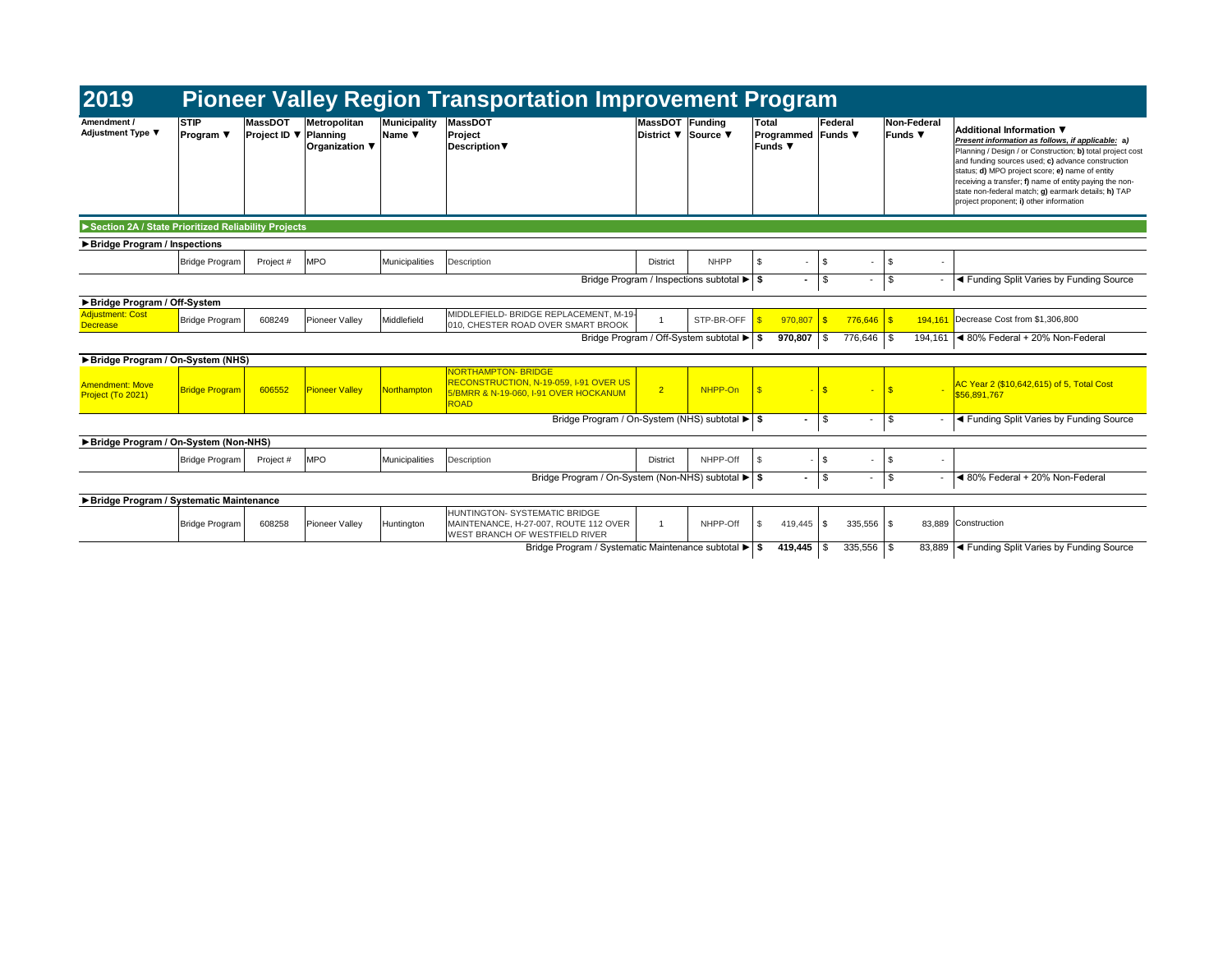# 2019 Pioneer Valley Region Transportation Improvement Program

| Amendment / Adjustment Type ▼ | STIP Program ▼ | MassDOT Project ID ▼ | Metropolitan Planning Organization ▼ | Municipality Name ▼ | MassDOT Project Description▼ | MassDOT District ▼ | Funding Source ▼ | Total Programmed Funds ▼ | Federal Funds ▼ | Non-Federal Funds ▼ | Additional Information ▼ *Present information as follows, if applicable: a) Planning / Design / or Construction; b) total project cost and funding sources used; c) advance construction status; d) MPO project score; e) name of entity receiving a transfer; f) name of entity paying the non-state non-federal match; g) earmark details; h) TAP project proponent; i) other information* |
|---|---|---|---|---|---|---|---|---|---|---|---|
| **►Section 2A / State Prioritized Reliability Projects** | | | | | | | | | | | |
| **►Bridge Program / Inspections** | | | | | | | | | | | |
| | Bridge Program | Project # | MPO | Municipalities | Description | District | NHPP | $ - | $ - | $ - | |
| | | | | | | | Bridge Program / Inspections subtotal ► | **$ -** | $ - | $ - | ◄ Funding Split Varies by Funding Source |
| **►Bridge Program / Off-System** | | | | | | | | | | | |
| Adjustment: Cost Decrease | Bridge Program | 608249 | Pioneer Valley | Middlefield | MIDDLEFIELD- BRIDGE REPLACEMENT, M-19-010, CHESTER ROAD OVER SMART BROOK | 1 | STP-BR-OFF | $ 970,807 | $ 776,646 | $ 194,161 | Decrease Cost from $1,306,800 |
| | | | | | | | Bridge Program / Off-System subtotal ► | **$ 970,807** | $ 776,646 | $ 194,161 | ◄ 80% Federal + 20% Non-Federal |
| **►Bridge Program / On-System (NHS)** | | | | | | | | | | | |
| Amendment: Move Project (To 2021) | Bridge Program | 606552 | Pioneer Valley | Northampton | NORTHAMPTON- BRIDGE RECONSTRUCTION, N-19-059, I-91 OVER US 5/BMRR & N-19-060, I-91 OVER HOCKANUM ROAD | 2 | NHPP-On | $ - | $ - | $ - | AC Year 2 ($10,642,615) of 5, Total Cost $56,891,767 |
| | | | | | | | Bridge Program / On-System (NHS) subtotal ► | **$ -** | $ - | $ - | ◄ Funding Split Varies by Funding Source |
| **►Bridge Program / On-System (Non-NHS)** | | | | | | | | | | | |
| | Bridge Program | Project # | MPO | Municipalities | Description | District | NHPP-Off | $ - | $ - | $ - | |
| | | | | | | | Bridge Program / On-System (Non-NHS) subtotal ► | **$ -** | $ - | $ - | ◄ 80% Federal + 20% Non-Federal |
| **►Bridge Program / Systematic Maintenance** | | | | | | | | | | | |
| | Bridge Program | 608258 | Pioneer Valley | Huntington | HUNTINGTON- SYSTEMATIC BRIDGE MAINTENANCE, H-27-007, ROUTE 112 OVER WEST BRANCH OF WESTFIELD RIVER | 1 | NHPP-Off | $ 419,445 | $ 335,556 | $ 83,889 | Construction |
| | | | | | | | Bridge Program / Systematic Maintenance subtotal ► | **$ 419,445** | $ 335,556 | $ 83,889 | ◄ Funding Split Varies by Funding Source |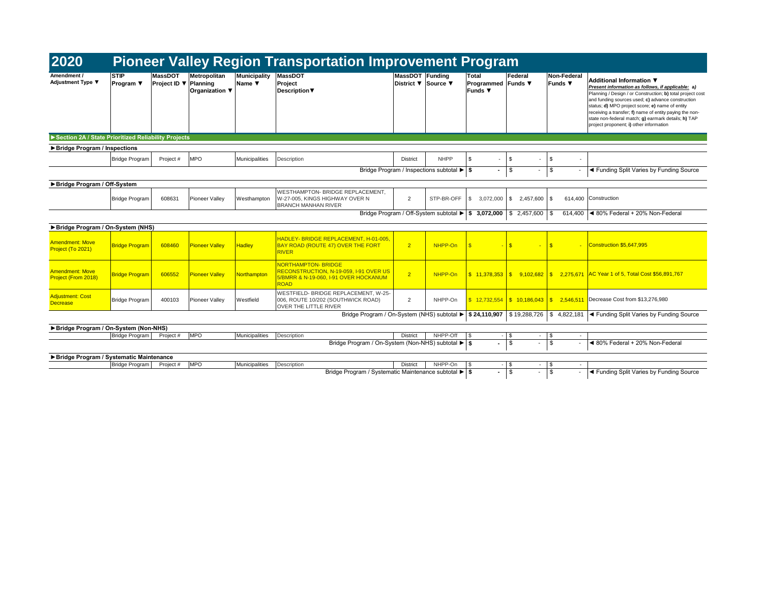# 2020 Pioneer Valley Region Transportation Improvement Program

| Amendment / Adjustment Type ▼ | STIP Program ▼ | MassDOT Project ID ▼ | Metropolitan Planning Organization ▼ | Municipality Name ▼ | MassDOT Project Description▼ | MassDOT District ▼ | Funding Source ▼ | Total Programmed Funds ▼ | Federal Funds ▼ | Non-Federal Funds ▼ | Additional Information ▼ *Present information as follows, if applicable: a)* Planning / Design / or Construction; **b)** total project cost and funding sources used; **c)** advance construction status; **d)** MPO project score; **e)** name of entity receiving a transfer; **f)** name of entity paying the non-state non-federal match; **g)** earmark details; **h)** TAP project proponent; **i)** other information |
|---|---|---|---|---|---|---|---|---|---|---|---|
| **►Section 2A / State Prioritized Reliability Projects** | | | | | | | | | | | |
| **►Bridge Program / Inspections** | | | | | | | | | | | |
| | Bridge Program | Project # | MPO | Municipalities | Description | District | NHPP | $ - | $ - | $ - | |
| | | | | | Bridge Program / Inspections subtotal ► | | | **$ -** | $ - | $ - | ◄ Funding Split Varies by Funding Source |
| **►Bridge Program / Off-System** | | | | | | | | | | | |
| | Bridge Program | 608631 | Pioneer Valley | Westhampton | WESTHAMPTON- BRIDGE REPLACEMENT, W-27-005, KINGS HIGHWAY OVER N BRANCH MANHAN RIVER | 2 | STP-BR-OFF | $ 3,072,000 | $ 2,457,600 | $ 614,400 | Construction |
| | | | | | Bridge Program / Off-System subtotal ► | | | **$ 3,072,000** | $ 2,457,600 | $ 614,400 | ◄ 80% Federal + 20% Non-Federal |
| **►Bridge Program / On-System (NHS)** | | | | | | | | | | | |
| Amendment: Move Project (To 2021) | Bridge Program | 608460 | Pioneer Valley | Hadley | HADLEY- BRIDGE REPLACEMENT, H-01-005, BAY ROAD (ROUTE 47) OVER THE FORT RIVER | 2 | NHPP-On | $ - | $ - | $ - | Construction $5,647,995 |
| Amendment: Move Project (From 2018) | Bridge Program | 606552 | Pioneer Valley | Northampton | NORTHAMPTON- BRIDGE RECONSTRUCTION, N-19-059, I-91 OVER US 5/BMRR & N-19-060, I-91 OVER HOCKANUM ROAD | 2 | NHPP-On | $ 11,378,353 | $ 9,102,682 | $ 2,275,671 | AC Year 1 of 5, Total Cost $56,891,767 |
| Adjustment: Cost Decrease | Bridge Program | 400103 | Pioneer Valley | Westfield | WESTFIELD- BRIDGE REPLACEMENT, W-25-006, ROUTE 10/202 (SOUTHWICK ROAD) OVER THE LITTLE RIVER | 2 | NHPP-On | $ 12,732,554 | $ 10,186,043 | $ 2,546,511 | Decrease Cost from $13,276,980 |
| | | | | | Bridge Program / On-System (NHS) subtotal ► | | | **$ 24,110,907** | $ 19,288,726 | $ 4,822,181 | ◄ Funding Split Varies by Funding Source |
| **►Bridge Program / On-System (Non-NHS)** | | | | | | | | | | | |
| | Bridge Program | Project # | MPO | Municipalities | Description | District | NHPP-Off | $ - | $ - | $ - | |
| | | | | | Bridge Program / On-System (Non-NHS) subtotal ► | | | **$ -** | $ - | $ - | ◄ 80% Federal + 20% Non-Federal |
| **►Bridge Program / Systematic Maintenance** | | | | | | | | | | | |
| | Bridge Program | Project # | MPO | Municipalities | Description | District | NHPP-On | $ - | $ - | $ - | |
| | | | | | Bridge Program / Systematic Maintenance subtotal ► | | | **$ -** | $ - | $ - | ◄ Funding Split Varies by Funding Source |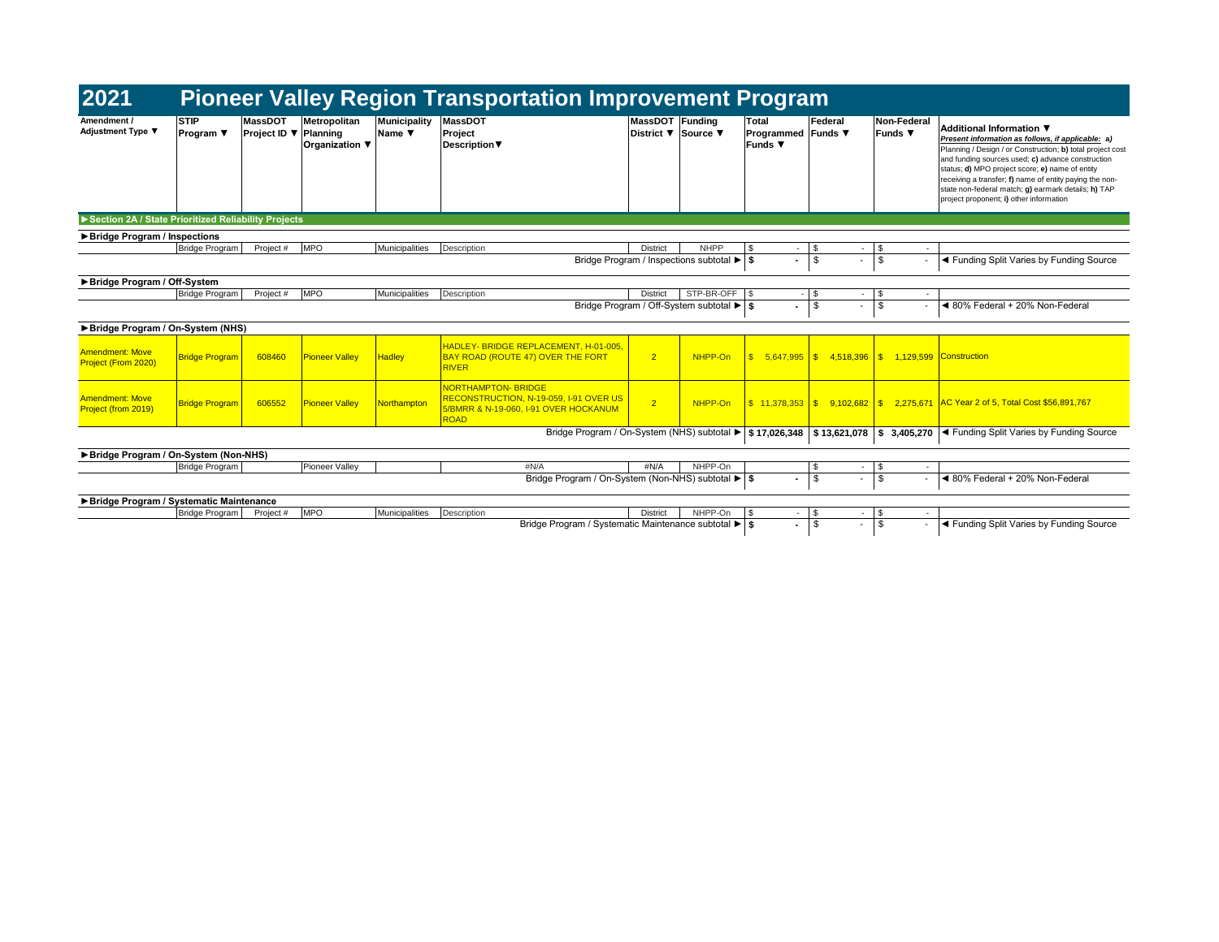# 2021 Pioneer Valley Region Transportation Improvement Program

| Amendment / Adjustment Type ▼ | STIP Program ▼ | MassDOT Project ID ▼ | Metropolitan Planning Organization ▼ | Municipality Name ▼ | MassDOT Project Description▼ | MassDOT District ▼ | Funding Source ▼ | Total Programmed Funds ▼ | Federal Funds ▼ | Non-Federal Funds ▼ | Additional Information ▼ *Present information as follows, if applicable: a)* Planning / Design / or Construction; **b)** total project cost and funding sources used; **c)** advance construction status; **d)** MPO project score; **e)** name of entity receiving a transfer; **f)** name of entity paying the non-state non-federal match; **g)** earmark details; **h)** TAP project proponent; **i)** other information |
|---|---|---|---|---|---|---|---|---|---|---|---|
| **►Section 2A / State Prioritized Reliability Projects** | | | | | | | | | | | |
| **►Bridge Program / Inspections** | | | | | | | | | | | |
| | Bridge Program | Project # | MPO | Municipalities | Description | District | NHPP | $ - | $ - | $ - | |
| | | | | | | | Bridge Program / Inspections subtotal ► | **$ -** | $ - | $ - | ◄ Funding Split Varies by Funding Source |
| **►Bridge Program / Off-System** | | | | | | | | | | | |
| | Bridge Program | Project # | MPO | Municipalities | Description | District | STP-BR-OFF | $ - | $ - | $ - | |
| | | | | | | | Bridge Program / Off-System subtotal ► | **$ -** | $ - | $ - | ◄ 80% Federal + 20% Non-Federal |
| **►Bridge Program / On-System (NHS)** | | | | | | | | | | | |
| Amendment: Move Project (From 2020) | Bridge Program | 608460 | Pioneer Valley | Hadley | HADLEY- BRIDGE REPLACEMENT, H-01-005, BAY ROAD (ROUTE 47) OVER THE FORT RIVER | 2 | NHPP-On | $ 5,647,995 | $ 4,518,396 | $ 1,129,599 | Construction |
| Amendment: Move Project (from 2019) | Bridge Program | 606552 | Pioneer Valley | Northampton | NORTHAMPTON- BRIDGE RECONSTRUCTION, N-19-059, I-91 OVER US 5/BMRR & N-19-060, I-91 OVER HOCKANUM ROAD | 2 | NHPP-On | $ 11,378,353 | $ 9,102,682 | $ 2,275,671 | AC Year 2 of 5, Total Cost $56,891,767 |
| | | | | | | | Bridge Program / On-System (NHS) subtotal ► | **$ 17,026,348** | **$ 13,621,078** | **$ 3,405,270** | ◄ Funding Split Varies by Funding Source |
| **►Bridge Program / On-System (Non-NHS)** | | | | | | | | | | | |
| | Bridge Program | | Pioneer Valley | | #N/A | #N/A | NHPP-On | | $ - | $ - | |
| | | | | | | | Bridge Program / On-System (Non-NHS) subtotal ► | **$ -** | $ - | $ - | ◄ 80% Federal + 20% Non-Federal |
| **►Bridge Program / Systematic Maintenance** | | | | | | | | | | | |
| | Bridge Program | Project # | MPO | Municipalities | Description | District | NHPP-On | $ - | $ - | $ - | |
| | | | | | | | Bridge Program / Systematic Maintenance subtotal ► | **$ -** | $ - | $ - | ◄ Funding Split Varies by Funding Source |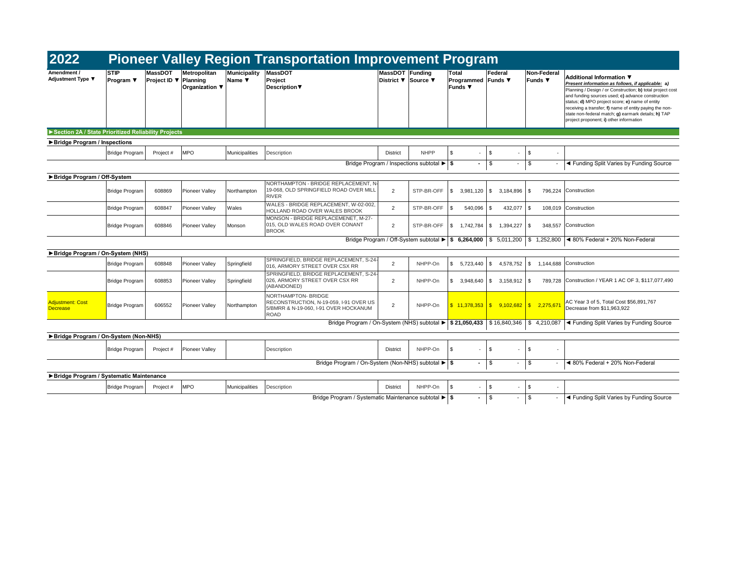# 2022 Pioneer Valley Region Transportation Improvement Program

| Amendment / Adjustment Type ▼ | STIP Program ▼ | MassDOT Project ID ▼ | Metropolitan Planning Organization ▼ | Municipality Name ▼ | MassDOT Project Description▼ | MassDOT District ▼ | Funding Source ▼ | Total Programmed Funds ▼ | Federal Funds ▼ | Non-Federal Funds ▼ | Additional Information ▼ *Present information as follows, if applicable: a) Planning / Design / or Construction; b) total project cost and funding sources used; c) advance construction status; d) MPO project score; e) name of entity receiving a transfer; f) name of entity paying the non-state non-federal match; g) earmark details; h) TAP project proponent; i) other information* |
|---|---|---|---|---|---|---|---|---|---|---|---|
| **►Section 2A / State Prioritized Reliability Projects** | | | | | | | | | | | |
| **►Bridge Program / Inspections** | | | | | | | | | | | |
| | Bridge Program | Project # | MPO | Municipalities | Description | District | NHPP | $ - | $ - | $ - | |
| | | | | | | | Bridge Program / Inspections subtotal ► | $ - | $ - | $ - | ◄ Funding Split Varies by Funding Source |
| **►Bridge Program / Off-System** | | | | | | | | | | | |
| | Bridge Program | 608869 | Pioneer Valley | Northampton | NORTHAMPTON - BRIDGE REPLACEMENT, N-19-068, OLD SPRINGFIELD ROAD OVER MILL RIVER | 2 | STP-BR-OFF | $ 3,981,120 | $ 3,184,896 | $ 796,224 | Construction |
| | Bridge Program | 608847 | Pioneer Valley | Wales | WALES - BRIDGE REPLACEMENT, W-02-002, HOLLAND ROAD OVER WALES BROOK | 2 | STP-BR-OFF | $ 540,096 | $ 432,077 | $ 108,019 | Construction |
| | Bridge Program | 608846 | Pioneer Valley | Monson | MONSON - BRIDGE REPLACEMENET, M-27-015, OLD WALES ROAD OVER CONANT BROOK | 2 | STP-BR-OFF | $ 1,742,784 | $ 1,394,227 | $ 348,557 | Construction |
| | | | | | | | Bridge Program / Off-System subtotal ► | **$ 6,264,000** | $ 5,011,200 | $ 1,252,800 | ◄ 80% Federal + 20% Non-Federal |
| **►Bridge Program / On-System (NHS)** | | | | | | | | | | | |
| | Bridge Program | 608848 | Pioneer Valley | Springfield | SPRINGFIELD, BRIDGE REPLACEMENT, S-24-016, ARMORY STREET OVER CSX RR | 2 | NHPP-On | $ 5,723,440 | $ 4,578,752 | $ 1,144,688 | Construction |
| | Bridge Program | 608853 | Pioneer Valley | Springfield | SPRINGFIELD, BRIDGE REPLACEMENT, S-24-026, ARMORY STREET OVER CSX RR (ABANDONED) | 2 | NHPP-On | $ 3,948,640 | $ 3,158,912 | $ 789,728 | Construction / YEAR 1 AC OF 3, $117,077,490 |
| Adjustment: Cost Decrease | Bridge Program | 606552 | Pioneer Valley | Northampton | NORTHAMPTON- BRIDGE RECONSTRUCTION, N-19-059, I-91 OVER US 5/BMRR & N-19-060, I-91 OVER HOCKANUM ROAD | 2 | NHPP-On | $ 11,378,353 | $ 9,102,682 | $ 2,275,671 | AC Year 3 of 5, Total Cost $56,891,767 Decrease from $11,963,922 |
| | | | | | | | Bridge Program / On-System (NHS) subtotal ► | **$ 21,050,433** | $ 16,840,346 | $ 4,210,087 | ◄ Funding Split Varies by Funding Source |
| **►Bridge Program / On-System (Non-NHS)** | | | | | | | | | | | |
| | Bridge Program | Project # | Pioneer Valley | | Description | District | NHPP-On | $ - | $ - | $ - | |
| | | | | | | | Bridge Program / On-System (Non-NHS) subtotal ► | $ - | $ - | $ - | ◄ 80% Federal + 20% Non-Federal |
| **►Bridge Program / Systematic Maintenance** | | | | | | | | | | | |
| | Bridge Program | Project # | MPO | Municipalities | Description | District | NHPP-On | $ - | $ - | $ - | |
| | | | | | | | Bridge Program / Systematic Maintenance subtotal ► | $ - | $ - | $ - | ◄ Funding Split Varies by Funding Source |